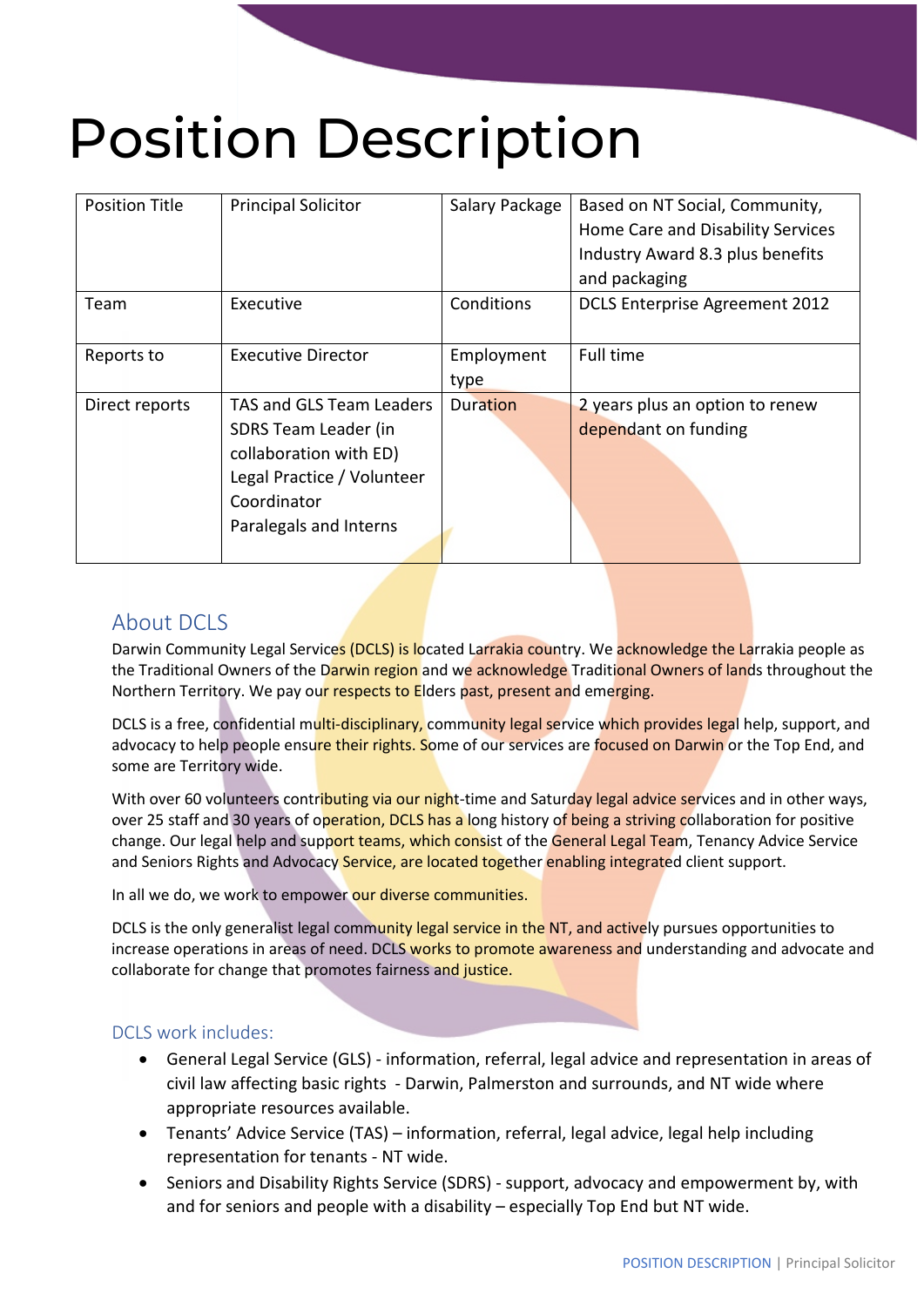# Position Description

| Position Title | Principal Solicitor | Salary Package | Based on NT Social, Community, Home Care and Disability Services Industry Award 8.3 plus benefits and packaging |
|---|---|---|---|
| Team | Executive | Conditions | DCLS Enterprise Agreement 2012 |
| Reports to | Executive Director | Employment type | Full time |
| Direct reports | TAS and GLS Team Leaders<br>SDRS Team Leader (in collaboration with ED)<br>Legal Practice / Volunteer Coordinator<br>Paralegals and Interns | Duration | 2 years plus an option to renew dependant on funding |

## About DCLS

Darwin Community Legal Services (DCLS) is located Larrakia country. We acknowledge the Larrakia people as the Traditional Owners of the Darwin region and we acknowledge Traditional Owners of lands throughout the Northern Territory. We pay our respects to Elders past, present and emerging.

DCLS is a free, confidential multi-disciplinary, community legal service which provides legal help, support, and advocacy to help people ensure their rights. Some of our services are focused on Darwin or the Top End, and some are Territory wide.

With over 60 volunteers contributing via our night-time and Saturday legal advice services and in other ways, over 25 staff and 30 years of operation, DCLS has a long history of being a striving collaboration for positive change. Our legal help and support teams, which consist of the General Legal Team, Tenancy Advice Service and Seniors Rights and Advocacy Service, are located together enabling integrated client support.

In all we do, we work to empower our diverse communities.

DCLS is the only generalist legal community legal service in the NT, and actively pursues opportunities to increase operations in areas of need. DCLS works to promote awareness and understanding and advocate and collaborate for change that promotes fairness and justice.

### DCLS work includes:

- General Legal Service (GLS) - information, referral, legal advice and representation in areas of civil law affecting basic rights - Darwin, Palmerston and surrounds, and NT wide where appropriate resources available.
- Tenants' Advice Service (TAS) – information, referral, legal advice, legal help including representation for tenants - NT wide.
- Seniors and Disability Rights Service (SDRS) - support, advocacy and empowerment by, with and for seniors and people with a disability – especially Top End but NT wide.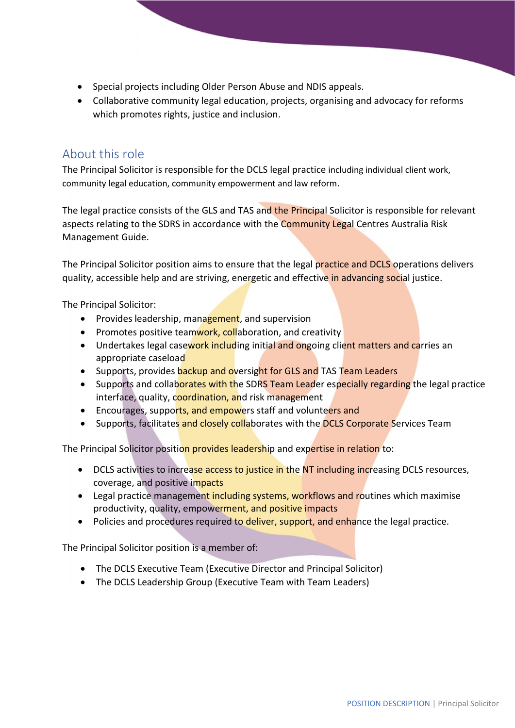- Special projects including Older Person Abuse and NDIS appeals.
- Collaborative community legal education, projects, organising and advocacy for reforms which promotes rights, justice and inclusion.

## About this role

The Principal Solicitor is responsible for the DCLS legal practice including individual client work, community legal education, community empowerment and law reform.

The legal practice consists of the GLS and TAS and the Principal Solicitor is responsible for relevant aspects relating to the SDRS in accordance with the Community Legal Centres Australia Risk Management Guide.

The Principal Solicitor position aims to ensure that the legal practice and DCLS operations delivers quality, accessible help and are striving, energetic and effective in advancing social justice.

The Principal Solicitor:

- Provides leadership, management, and supervision
- Promotes positive teamwork, collaboration, and creativity
- Undertakes legal casework including initial and ongoing client matters and carries an appropriate caseload
- Supports, provides backup and oversight for GLS and TAS Team Leaders
- Supports and collaborates with the SDRS Team Leader especially regarding the legal practice interface, quality, coordination, and risk management
- Encourages, supports, and empowers staff and volunteers and
- Supports, facilitates and closely collaborates with the DCLS Corporate Services Team

The Principal Solicitor position provides leadership and expertise in relation to:

- DCLS activities to increase access to justice in the NT including increasing DCLS resources, coverage, and positive impacts
- Legal practice management including systems, workflows and routines which maximise productivity, quality, empowerment, and positive impacts
- Policies and procedures required to deliver, support, and enhance the legal practice.

The Principal Solicitor position is a member of:

- The DCLS Executive Team (Executive Director and Principal Solicitor)
- The DCLS Leadership Group (Executive Team with Team Leaders)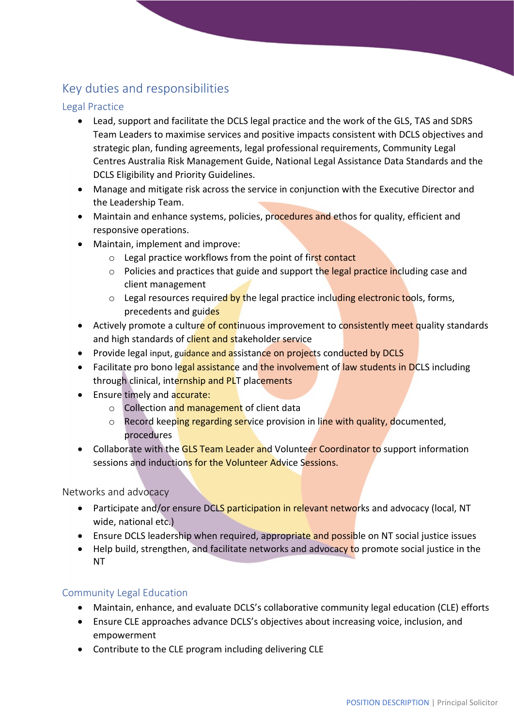## Key duties and responsibilities

### Legal Practice

- Lead, support and facilitate the DCLS legal practice and the work of the GLS, TAS and SDRS Team Leaders to maximise services and positive impacts consistent with DCLS objectives and strategic plan, funding agreements, legal professional requirements, Community Legal Centres Australia Risk Management Guide, National Legal Assistance Data Standards and the DCLS Eligibility and Priority Guidelines.
- Manage and mitigate risk across the service in conjunction with the Executive Director and the Leadership Team.
- Maintain and enhance systems, policies, procedures and ethos for quality, efficient and responsive operations.
- Maintain, implement and improve:
    - Legal practice workflows from the point of first contact
    - Policies and practices that guide and support the legal practice including case and client management
    - Legal resources required by the legal practice including electronic tools, forms, precedents and guides
- Actively promote a culture of continuous improvement to consistently meet quality standards and high standards of client and stakeholder service
- Provide legal input, guidance and assistance on projects conducted by DCLS
- Facilitate pro bono legal assistance and the involvement of law students in DCLS including through clinical, internship and PLT placements
- Ensure timely and accurate:
    - Collection and management of client data
    - Record keeping regarding service provision in line with quality, documented, procedures
- Collaborate with the GLS Team Leader and Volunteer Coordinator to support information sessions and inductions for the Volunteer Advice Sessions.

### Networks and advocacy

- Participate and/or ensure DCLS participation in relevant networks and advocacy (local, NT wide, national etc.)
- Ensure DCLS leadership when required, appropriate and possible on NT social justice issues
- Help build, strengthen, and facilitate networks and advocacy to promote social justice in the NT

### Community Legal Education

- Maintain, enhance, and evaluate DCLS's collaborative community legal education (CLE) efforts
- Ensure CLE approaches advance DCLS's objectives about increasing voice, inclusion, and empowerment
- Contribute to the CLE program including delivering CLE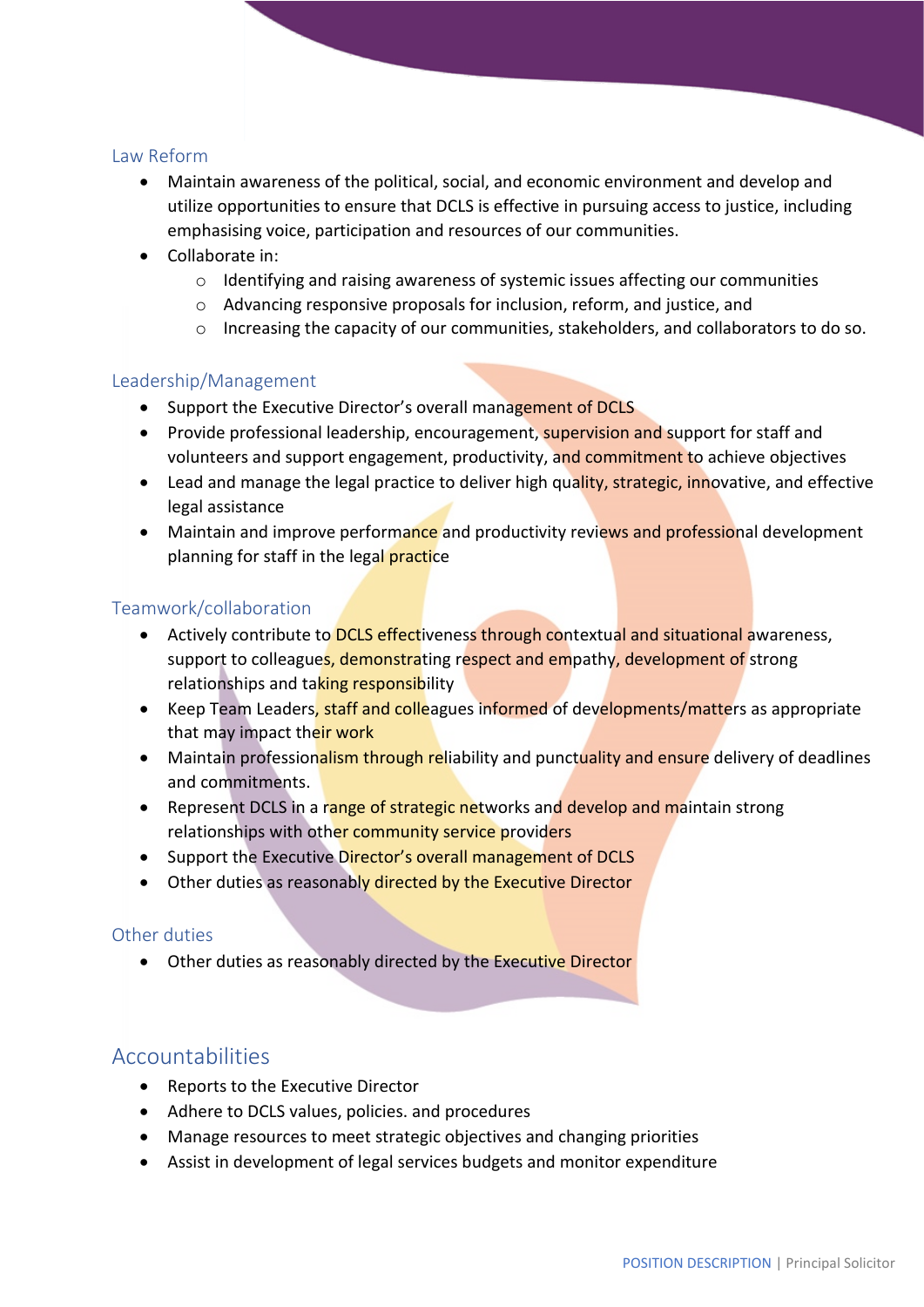### Law Reform

- Maintain awareness of the political, social, and economic environment and develop and utilize opportunities to ensure that DCLS is effective in pursuing access to justice, including emphasising voice, participation and resources of our communities.
- Collaborate in:
  - Identifying and raising awareness of systemic issues affecting our communities
  - Advancing responsive proposals for inclusion, reform, and justice, and
  - Increasing the capacity of our communities, stakeholders, and collaborators to do so.

### Leadership/Management

- Support the Executive Director's overall management of DCLS
- Provide professional leadership, encouragement, supervision and support for staff and volunteers and support engagement, productivity, and commitment to achieve objectives
- Lead and manage the legal practice to deliver high quality, strategic, innovative, and effective legal assistance
- Maintain and improve performance and productivity reviews and professional development planning for staff in the legal practice

### Teamwork/collaboration

- Actively contribute to DCLS effectiveness through contextual and situational awareness, support to colleagues, demonstrating respect and empathy, development of strong relationships and taking responsibility
- Keep Team Leaders, staff and colleagues informed of developments/matters as appropriate that may impact their work
- Maintain professionalism through reliability and punctuality and ensure delivery of deadlines and commitments.
- Represent DCLS in a range of strategic networks and develop and maintain strong relationships with other community service providers
- Support the Executive Director's overall management of DCLS
- Other duties as reasonably directed by the Executive Director

### Other duties

- Other duties as reasonably directed by the Executive Director

## Accountabilities

- Reports to the Executive Director
- Adhere to DCLS values, policies. and procedures
- Manage resources to meet strategic objectives and changing priorities
- Assist in development of legal services budgets and monitor expenditure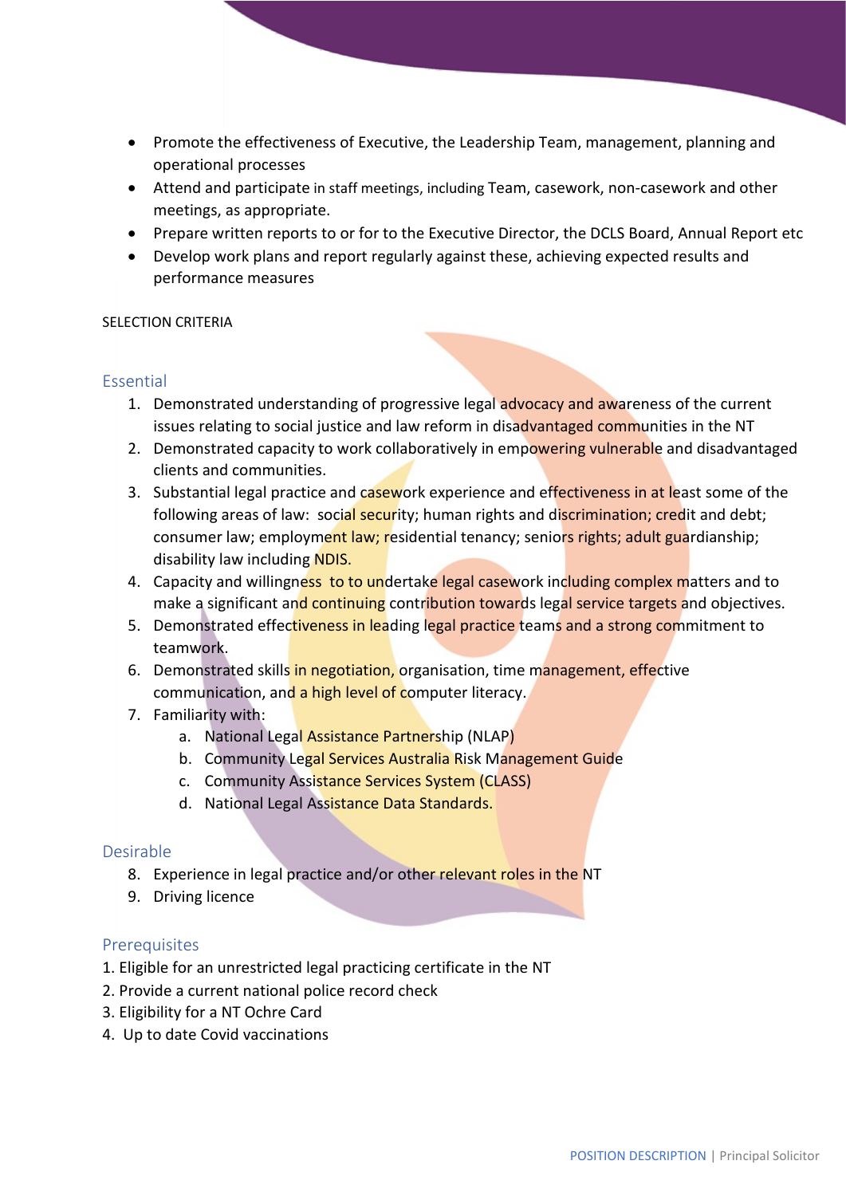- Promote the effectiveness of Executive, the Leadership Team, management, planning and operational processes
- Attend and participate in staff meetings, including Team, casework, non-casework and other meetings, as appropriate.
- Prepare written reports to or for to the Executive Director, the DCLS Board, Annual Report etc
- Develop work plans and report regularly against these, achieving expected results and performance measures

SELECTION CRITERIA

## Essential

1. Demonstrated understanding of progressive legal advocacy and awareness of the current issues relating to social justice and law reform in disadvantaged communities in the NT
2. Demonstrated capacity to work collaboratively in empowering vulnerable and disadvantaged clients and communities.
3. Substantial legal practice and casework experience and effectiveness in at least some of the following areas of law: social security; human rights and discrimination; credit and debt; consumer law; employment law; residential tenancy; seniors rights; adult guardianship; disability law including NDIS.
4. Capacity and willingness to to undertake legal casework including complex matters and to make a significant and continuing contribution towards legal service targets and objectives.
5. Demonstrated effectiveness in leading legal practice teams and a strong commitment to teamwork.
6. Demonstrated skills in negotiation, organisation, time management, effective communication, and a high level of computer literacy.
7. Familiarity with:
   a. National Legal Assistance Partnership (NLAP)
   b. Community Legal Services Australia Risk Management Guide
   c. Community Assistance Services System (CLASS)
   d. National Legal Assistance Data Standards.

## Desirable

8. Experience in legal practice and/or other relevant roles in the NT
9. Driving licence

## Prerequisites

1. Eligible for an unrestricted legal practicing certificate in the NT
2. Provide a current national police record check
3. Eligibility for a NT Ochre Card
4. Up to date Covid vaccinations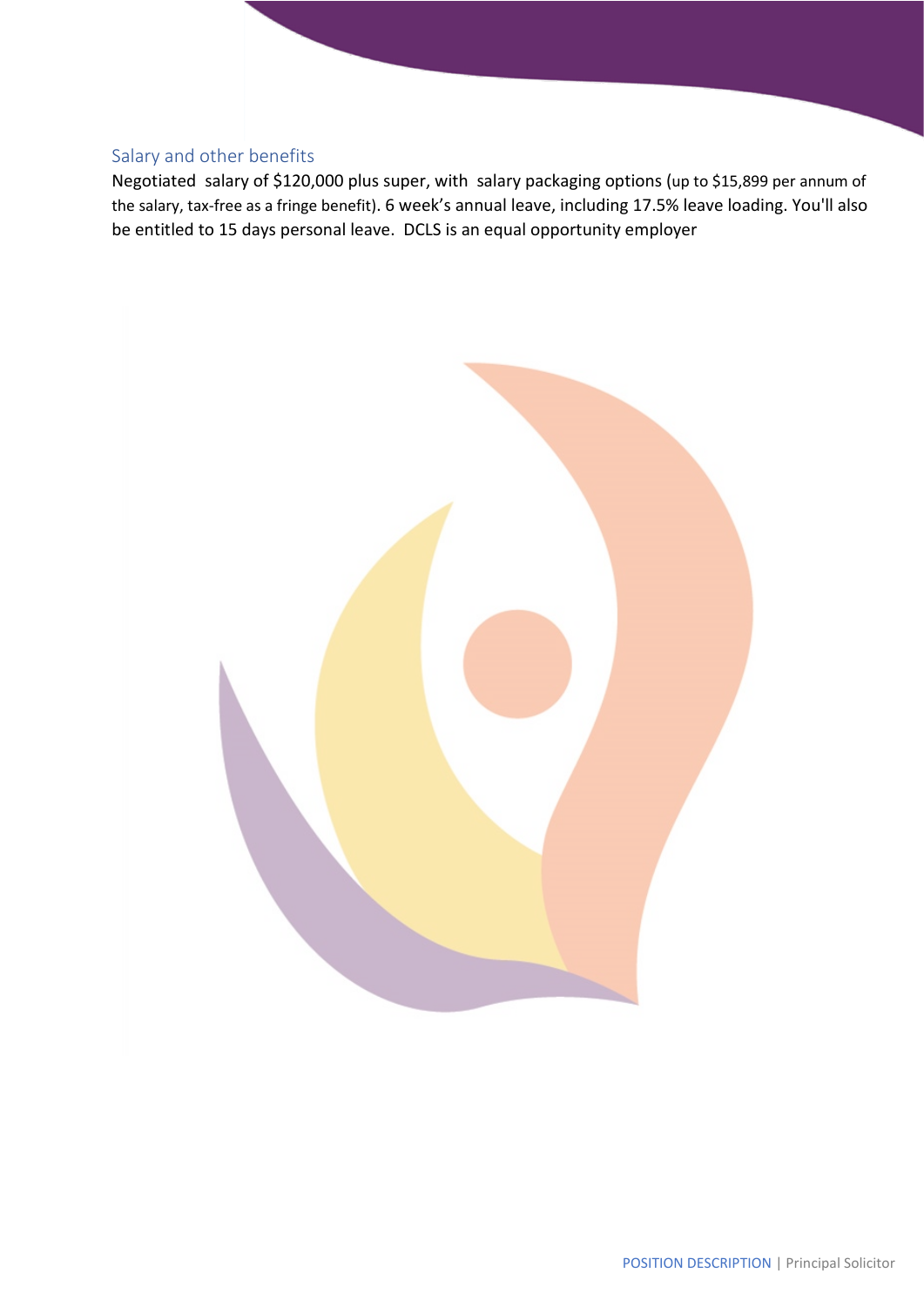## Salary and other benefits

Negotiated salary of $120,000 plus super, with salary packaging options (up to $15,899 per annum of the salary, tax-free as a fringe benefit). 6 week's annual leave, including 17.5% leave loading. You'll also be entitled to 15 days personal leave. DCLS is an equal opportunity employer